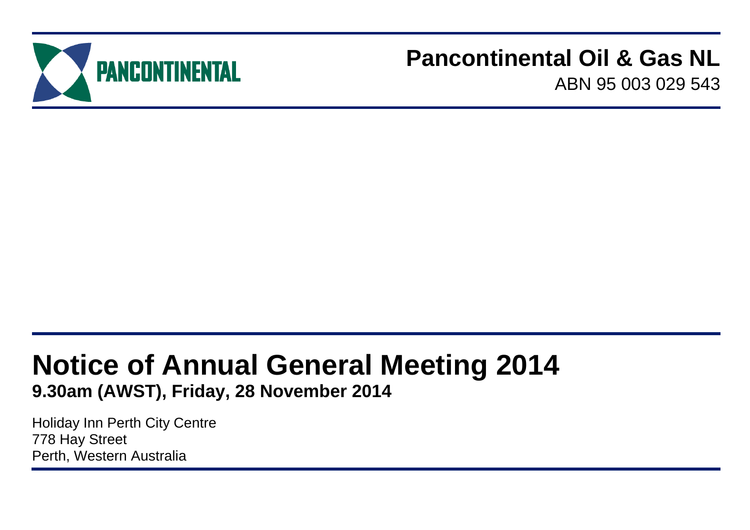PANCONTINENTAL

**Pancontinental Oil & Gas NL**

ABN 95 003 029 543

# Notice of Annual General Meeting 2014

**9.30am (AWST), Friday, 28 November 2014**

Holiday Inn Perth City Centre
778 Hay Street
Perth, Western Australia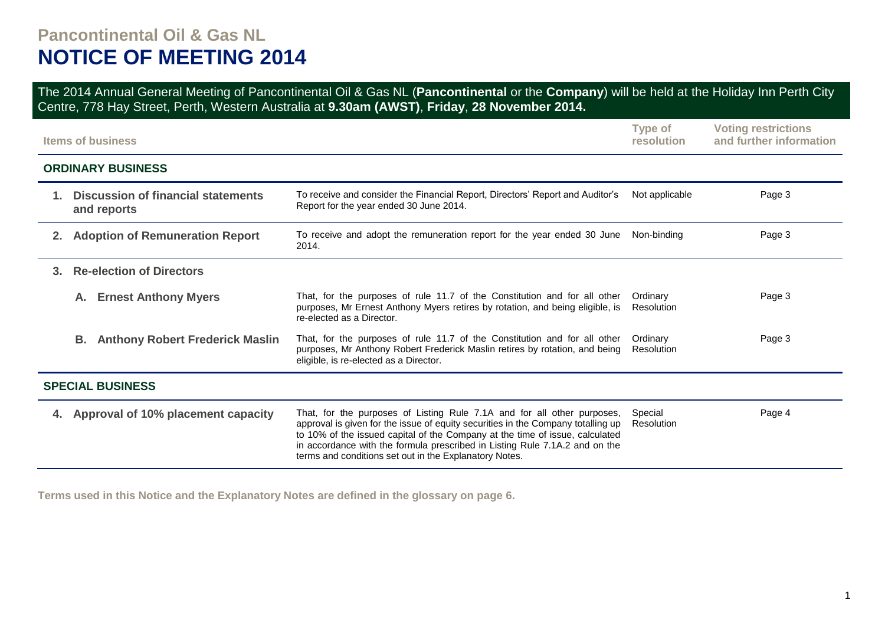# Pancontinental Oil & Gas NL

# NOTICE OF MEETING 2014

The 2014 Annual General Meeting of Pancontinental Oil & Gas NL (**Pancontinental** or the **Company**) will be held at the Holiday Inn Perth City Centre, 778 Hay Street, Perth, Western Australia at **9.30am (AWST)**, **Friday**, **28 November 2014.**

| Items of business | | Type of resolution | Voting restrictions and further information |
|---|---|---|---|
| **ORDINARY BUSINESS** | | | |
| **1. Discussion of financial statements and reports** | To receive and consider the Financial Report, Directors' Report and Auditor's Report for the year ended 30 June 2014. | Not applicable | Page 3 |
| **2. Adoption of Remuneration Report** | To receive and adopt the remuneration report for the year ended 30 June 2014. | Non-binding | Page 3 |
| **3. Re-election of Directors** | | | |
| **A. Ernest Anthony Myers** | That, for the purposes of rule 11.7 of the Constitution and for all other purposes, Mr Ernest Anthony Myers retires by rotation, and being eligible, is re-elected as a Director. | Ordinary Resolution | Page 3 |
| **B. Anthony Robert Frederick Maslin** | That, for the purposes of rule 11.7 of the Constitution and for all other purposes, Mr Anthony Robert Frederick Maslin retires by rotation, and being eligible, is re-elected as a Director. | Ordinary Resolution | Page 3 |
| **SPECIAL BUSINESS** | | | |
| **4. Approval of 10% placement capacity** | That, for the purposes of Listing Rule 7.1A and for all other purposes, approval is given for the issue of equity securities in the Company totalling up to 10% of the issued capital of the Company at the time of issue, calculated in accordance with the formula prescribed in Listing Rule 7.1A.2 and on the terms and conditions set out in the Explanatory Notes. | Special Resolution | Page 4 |

**Terms used in this Notice and the Explanatory Notes are defined in the glossary on page 6.**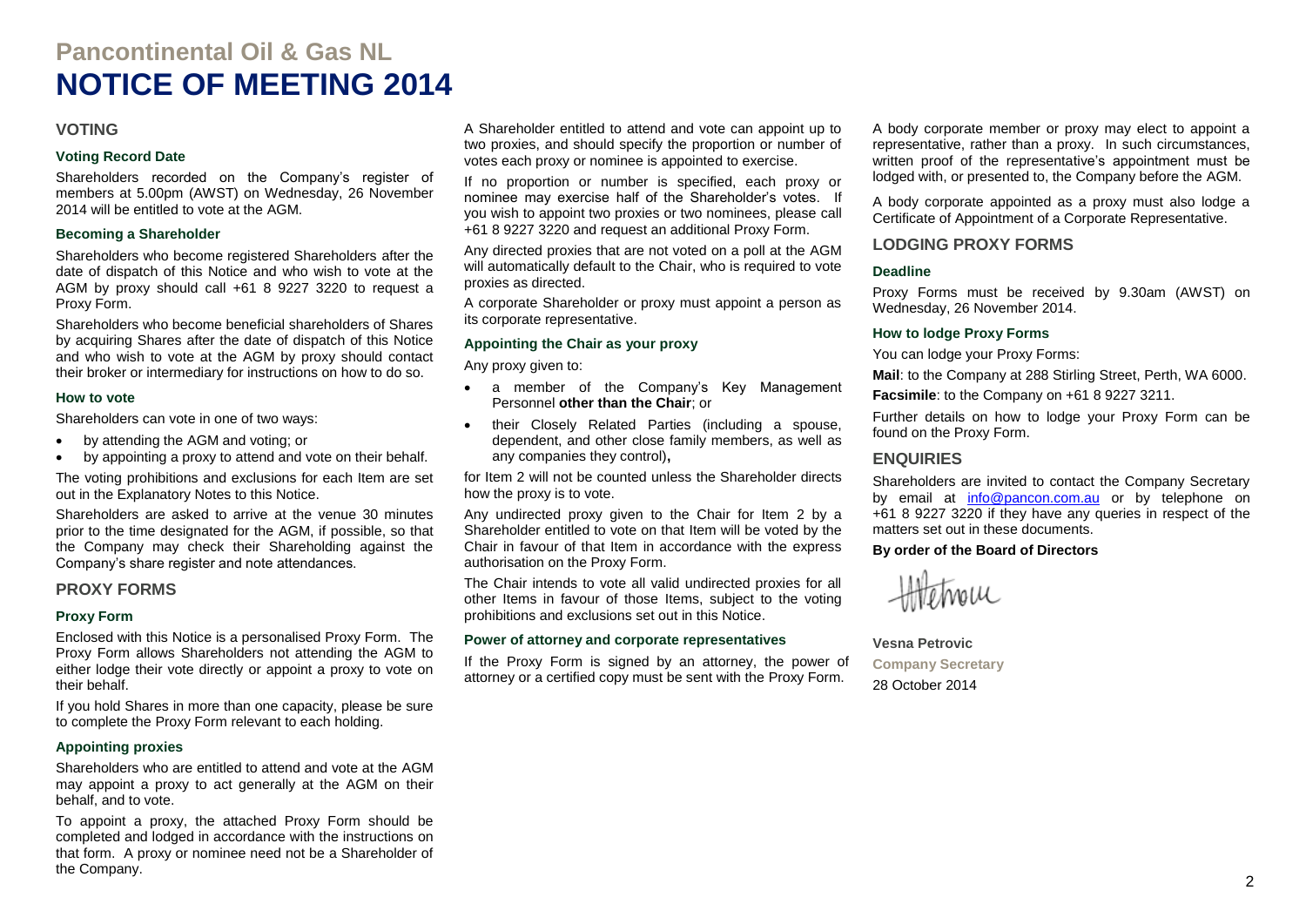# Pancontinental Oil & Gas NL

# NOTICE OF MEETING 2014

## VOTING

### Voting Record Date

Shareholders recorded on the Company's register of members at 5.00pm (AWST) on Wednesday, 26 November 2014 will be entitled to vote at the AGM.

### Becoming a Shareholder

Shareholders who become registered Shareholders after the date of dispatch of this Notice and who wish to vote at the AGM by proxy should call +61 8 9227 3220 to request a Proxy Form.

Shareholders who become beneficial shareholders of Shares by acquiring Shares after the date of dispatch of this Notice and who wish to vote at the AGM by proxy should contact their broker or intermediary for instructions on how to do so.

### How to vote

Shareholders can vote in one of two ways:

- by attending the AGM and voting; or
- by appointing a proxy to attend and vote on their behalf.

The voting prohibitions and exclusions for each Item are set out in the Explanatory Notes to this Notice.

Shareholders are asked to arrive at the venue 30 minutes prior to the time designated for the AGM, if possible, so that the Company may check their Shareholding against the Company's share register and note attendances.

## PROXY FORMS

### Proxy Form

Enclosed with this Notice is a personalised Proxy Form. The Proxy Form allows Shareholders not attending the AGM to either lodge their vote directly or appoint a proxy to vote on their behalf.

If you hold Shares in more than one capacity, please be sure to complete the Proxy Form relevant to each holding.

### Appointing proxies

Shareholders who are entitled to attend and vote at the AGM may appoint a proxy to act generally at the AGM on their behalf, and to vote.

To appoint a proxy, the attached Proxy Form should be completed and lodged in accordance with the instructions on that form. A proxy or nominee need not be a Shareholder of the Company.

A Shareholder entitled to attend and vote can appoint up to two proxies, and should specify the proportion or number of votes each proxy or nominee is appointed to exercise.

If no proportion or number is specified, each proxy or nominee may exercise half of the Shareholder's votes. If you wish to appoint two proxies or two nominees, please call +61 8 9227 3220 and request an additional Proxy Form.

Any directed proxies that are not voted on a poll at the AGM will automatically default to the Chair, who is required to vote proxies as directed.

A corporate Shareholder or proxy must appoint a person as its corporate representative.

### Appointing the Chair as your proxy

Any proxy given to:

- a member of the Company's Key Management Personnel **other than the Chair**; or
- their Closely Related Parties (including a spouse, dependent, and other close family members, as well as any companies they control)**,**

for Item 2 will not be counted unless the Shareholder directs how the proxy is to vote.

Any undirected proxy given to the Chair for Item 2 by a Shareholder entitled to vote on that Item will be voted by the Chair in favour of that Item in accordance with the express authorisation on the Proxy Form.

The Chair intends to vote all valid undirected proxies for all other Items in favour of those Items, subject to the voting prohibitions and exclusions set out in this Notice.

### Power of attorney and corporate representatives

If the Proxy Form is signed by an attorney, the power of attorney or a certified copy must be sent with the Proxy Form.

A body corporate member or proxy may elect to appoint a representative, rather than a proxy. In such circumstances, written proof of the representative's appointment must be lodged with, or presented to, the Company before the AGM.

A body corporate appointed as a proxy must also lodge a Certificate of Appointment of a Corporate Representative.

## LODGING PROXY FORMS

### Deadline

Proxy Forms must be received by 9.30am (AWST) on Wednesday, 26 November 2014.

### How to lodge Proxy Forms

You can lodge your Proxy Forms:

**Mail**: to the Company at 288 Stirling Street, Perth, WA 6000.

**Facsimile**: to the Company on +61 8 9227 3211.

Further details on how to lodge your Proxy Form can be found on the Proxy Form.

## ENQUIRIES

Shareholders are invited to contact the Company Secretary by email at info@pancon.com.au or by telephone on +61 8 9227 3220 if they have any queries in respect of the matters set out in these documents.

**By order of the Board of Directors**

**Vesna Petrovic**
**Company Secretary**
28 October 2014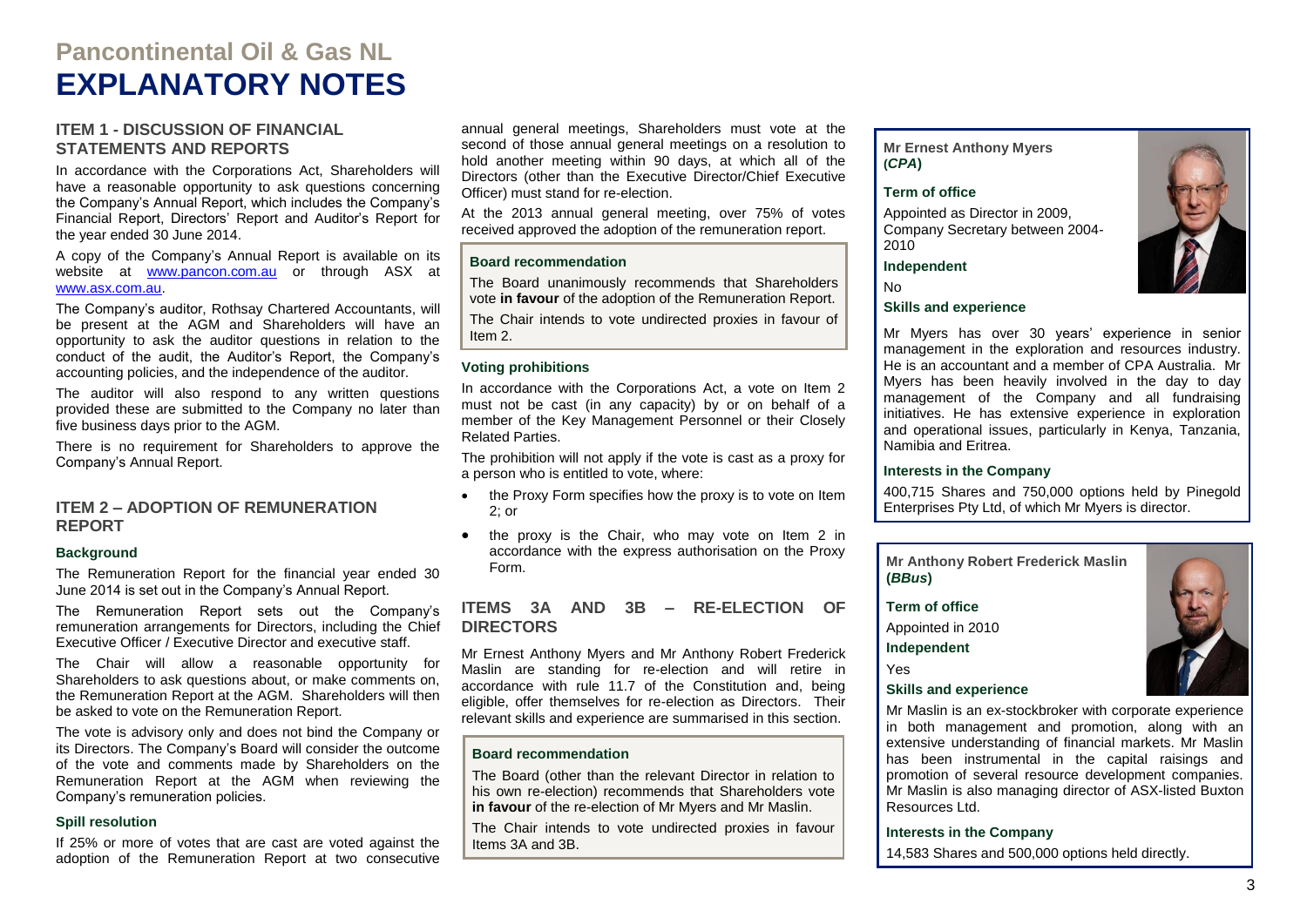# Pancontinental Oil & Gas NL

# EXPLANATORY NOTES

## ITEM 1 - DISCUSSION OF FINANCIAL STATEMENTS AND REPORTS

In accordance with the Corporations Act, Shareholders will have a reasonable opportunity to ask questions concerning the Company's Annual Report, which includes the Company's Financial Report, Directors' Report and Auditor's Report for the year ended 30 June 2014.

A copy of the Company's Annual Report is available on its website at www.pancon.com.au or through ASX at www.asx.com.au.

The Company's auditor, Rothsay Chartered Accountants, will be present at the AGM and Shareholders will have an opportunity to ask the auditor questions in relation to the conduct of the audit, the Auditor's Report, the Company's accounting policies, and the independence of the auditor.

The auditor will also respond to any written questions provided these are submitted to the Company no later than five business days prior to the AGM.

There is no requirement for Shareholders to approve the Company's Annual Report.

## ITEM 2 – ADOPTION OF REMUNERATION REPORT

### Background

The Remuneration Report for the financial year ended 30 June 2014 is set out in the Company's Annual Report.

The Remuneration Report sets out the Company's remuneration arrangements for Directors, including the Chief Executive Officer / Executive Director and executive staff.

The Chair will allow a reasonable opportunity for Shareholders to ask questions about, or make comments on, the Remuneration Report at the AGM. Shareholders will then be asked to vote on the Remuneration Report.

The vote is advisory only and does not bind the Company or its Directors. The Company's Board will consider the outcome of the vote and comments made by Shareholders on the Remuneration Report at the AGM when reviewing the Company's remuneration policies.

### Spill resolution

If 25% or more of votes that are cast are voted against the adoption of the Remuneration Report at two consecutive annual general meetings, Shareholders must vote at the second of those annual general meetings on a resolution to hold another meeting within 90 days, at which all of the Directors (other than the Executive Director/Chief Executive Officer) must stand for re-election.

At the 2013 annual general meeting, over 75% of votes received approved the adoption of the remuneration report.

### Board recommendation

The Board unanimously recommends that Shareholders vote **in favour** of the adoption of the Remuneration Report.

The Chair intends to vote undirected proxies in favour of Item 2.

### Voting prohibitions

In accordance with the Corporations Act, a vote on Item 2 must not be cast (in any capacity) by or on behalf of a member of the Key Management Personnel or their Closely Related Parties.

The prohibition will not apply if the vote is cast as a proxy for a person who is entitled to vote, where:

- the Proxy Form specifies how the proxy is to vote on Item 2; or
- the proxy is the Chair, who may vote on Item 2 in accordance with the express authorisation on the Proxy Form.

## ITEMS 3A AND 3B – RE-ELECTION OF DIRECTORS

Mr Ernest Anthony Myers and Mr Anthony Robert Frederick Maslin are standing for re-election and will retire in accordance with rule 11.7 of the Constitution and, being eligible, offer themselves for re-election as Directors. Their relevant skills and experience are summarised in this section.

### Board recommendation

The Board (other than the relevant Director in relation to his own re-election) recommends that Shareholders vote **in favour** of the re-election of Mr Myers and Mr Maslin.

The Chair intends to vote undirected proxies in favour Items 3A and 3B.

### Mr Ernest Anthony Myers (*CPA*)

**Term of office**

Appointed as Director in 2009, Company Secretary between 2004-2010

**Independent**

No

**Skills and experience**

Mr Myers has over 30 years' experience in senior management in the exploration and resources industry. He is an accountant and a member of CPA Australia. Mr Myers has been heavily involved in the day to day management of the Company and all fundraising initiatives. He has extensive experience in exploration and operational issues, particularly in Kenya, Tanzania, Namibia and Eritrea.

**Interests in the Company**

400,715 Shares and 750,000 options held by Pinegold Enterprises Pty Ltd, of which Mr Myers is director.

### Mr Anthony Robert Frederick Maslin (*BBus*)

**Term of office**

Appointed in 2010

**Independent**

Yes

**Skills and experience**

Mr Maslin is an ex-stockbroker with corporate experience in both management and promotion, along with an extensive understanding of financial markets. Mr Maslin has been instrumental in the capital raisings and promotion of several resource development companies. Mr Maslin is also managing director of ASX-listed Buxton Resources Ltd.

**Interests in the Company**

14,583 Shares and 500,000 options held directly.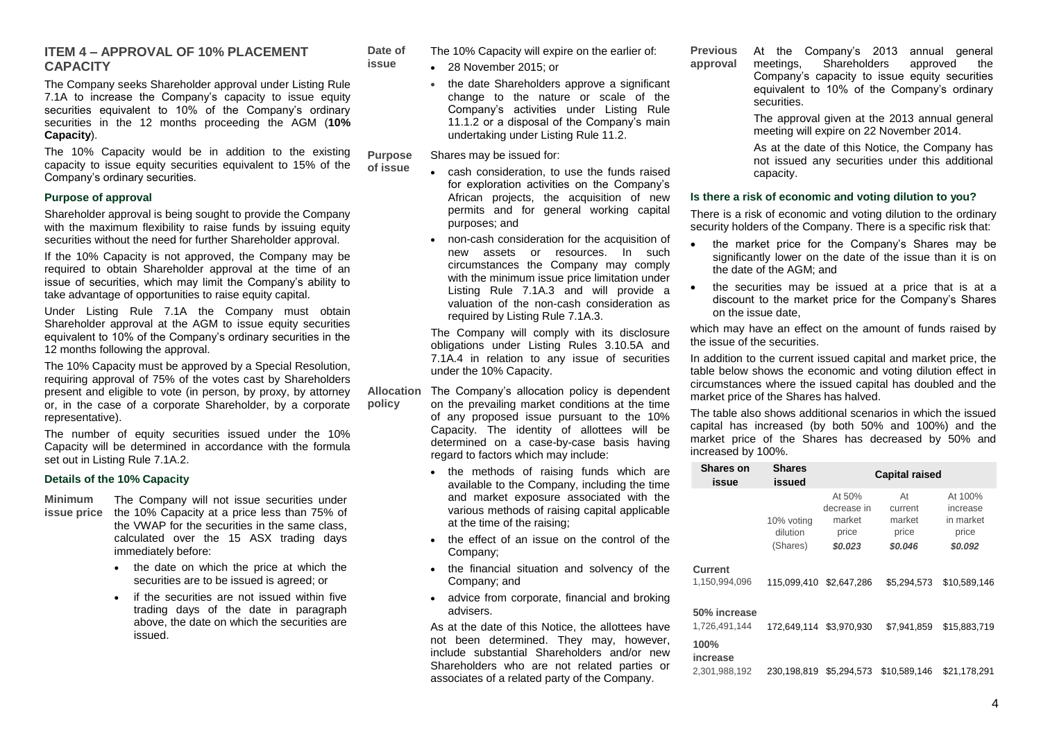## ITEM 4 – APPROVAL OF 10% PLACEMENT CAPACITY

The Company seeks Shareholder approval under Listing Rule 7.1A to increase the Company's capacity to issue equity securities equivalent to 10% of the Company's ordinary securities in the 12 months proceeding the AGM (**10% Capacity**).

The 10% Capacity would be in addition to the existing capacity to issue equity securities equivalent to 15% of the Company's ordinary securities.

### Purpose of approval

Shareholder approval is being sought to provide the Company with the maximum flexibility to raise funds by issuing equity securities without the need for further Shareholder approval.

If the 10% Capacity is not approved, the Company may be required to obtain Shareholder approval at the time of an issue of securities, which may limit the Company's ability to take advantage of opportunities to raise equity capital.

Under Listing Rule 7.1A the Company must obtain Shareholder approval at the AGM to issue equity securities equivalent to 10% of the Company's ordinary securities in the 12 months following the approval.

The 10% Capacity must be approved by a Special Resolution, requiring approval of 75% of the votes cast by Shareholders present and eligible to vote (in person, by proxy, by attorney or, in the case of a corporate Shareholder, by a corporate representative).

The number of equity securities issued under the 10% Capacity will be determined in accordance with the formula set out in Listing Rule 7.1A.2.

### Details of the 10% Capacity

**Minimum issue price**

The Company will not issue securities under the 10% Capacity at a price less than 75% of the VWAP for the securities in the same class, calculated over the 15 ASX trading days immediately before:

- the date on which the price at which the securities are to be issued is agreed; or
- if the securities are not issued within five trading days of the date in paragraph above, the date on which the securities are issued.

**Date of issue**

The 10% Capacity will expire on the earlier of:

- 28 November 2015; or
- the date Shareholders approve a significant change to the nature or scale of the Company's activities under Listing Rule 11.1.2 or a disposal of the Company's main undertaking under Listing Rule 11.2.

**Purpose of issue**

Shares may be issued for:

- cash consideration, to use the funds raised for exploration activities on the Company's African projects, the acquisition of new permits and for general working capital purposes; and
- non-cash consideration for the acquisition of new assets or resources. In such circumstances the Company may comply with the minimum issue price limitation under Listing Rule 7.1A.3 and will provide a valuation of the non-cash consideration as required by Listing Rule 7.1A.3.

The Company will comply with its disclosure obligations under Listing Rules 3.10.5A and 7.1A.4 in relation to any issue of securities under the 10% Capacity.

**Allocation policy**

The Company's allocation policy is dependent on the prevailing market conditions at the time of any proposed issue pursuant to the 10% Capacity. The identity of allottees will be determined on a case-by-case basis having regard to factors which may include:

- the methods of raising funds which are available to the Company, including the time and market exposure associated with the various methods of raising capital applicable at the time of the raising;
- the effect of an issue on the control of the Company;
- the financial situation and solvency of the Company; and
- advice from corporate, financial and broking advisers.

As at the date of this Notice, the allottees have not been determined. They may, however, include substantial Shareholders and/or new Shareholders who are not related parties or associates of a related party of the Company.

**Previous approval**

At the Company's 2013 annual general meetings, Shareholders approved the Company's capacity to issue equity securities equivalent to 10% of the Company's ordinary securities.

The approval given at the 2013 annual general meeting will expire on 22 November 2014.

As at the date of this Notice, the Company has not issued any securities under this additional capacity.

### Is there a risk of economic and voting dilution to you?

There is a risk of economic and voting dilution to the ordinary security holders of the Company. There is a specific risk that:

- the market price for the Company's Shares may be significantly lower on the date of the issue than it is on the date of the AGM; and
- the securities may be issued at a price that is at a discount to the market price for the Company's Shares on the issue date,

which may have an effect on the amount of funds raised by the issue of the securities.

In addition to the current issued capital and market price, the table below shows the economic and voting dilution effect in circumstances where the issued capital has doubled and the market price of the Shares has halved.

The table also shows additional scenarios in which the issued capital has increased (by both 50% and 100%) and the market price of the Shares has decreased by 50% and increased by 100%.

| Shares on issue | Shares issued | Capital raised | | |
|---|---|---|---|---|
| | 10% voting dilution (Shares) | At 50% decrease in market price *$0.023* | At current market price *$0.046* | At 100% increase in market price *$0.092* |
| **Current** 1,150,994,096 | 115,099,410 | $2,647,286 | $5,294,573 | $10,589,146 |
| **50% increase** 1,726,491,144 | 172,649,114 | $3,970,930 | $7,941,859 | $15,883,719 |
| **100% increase** 2,301,988,192 | 230,198,819 | $5,294,573 | $10,589,146 | $21,178,291 |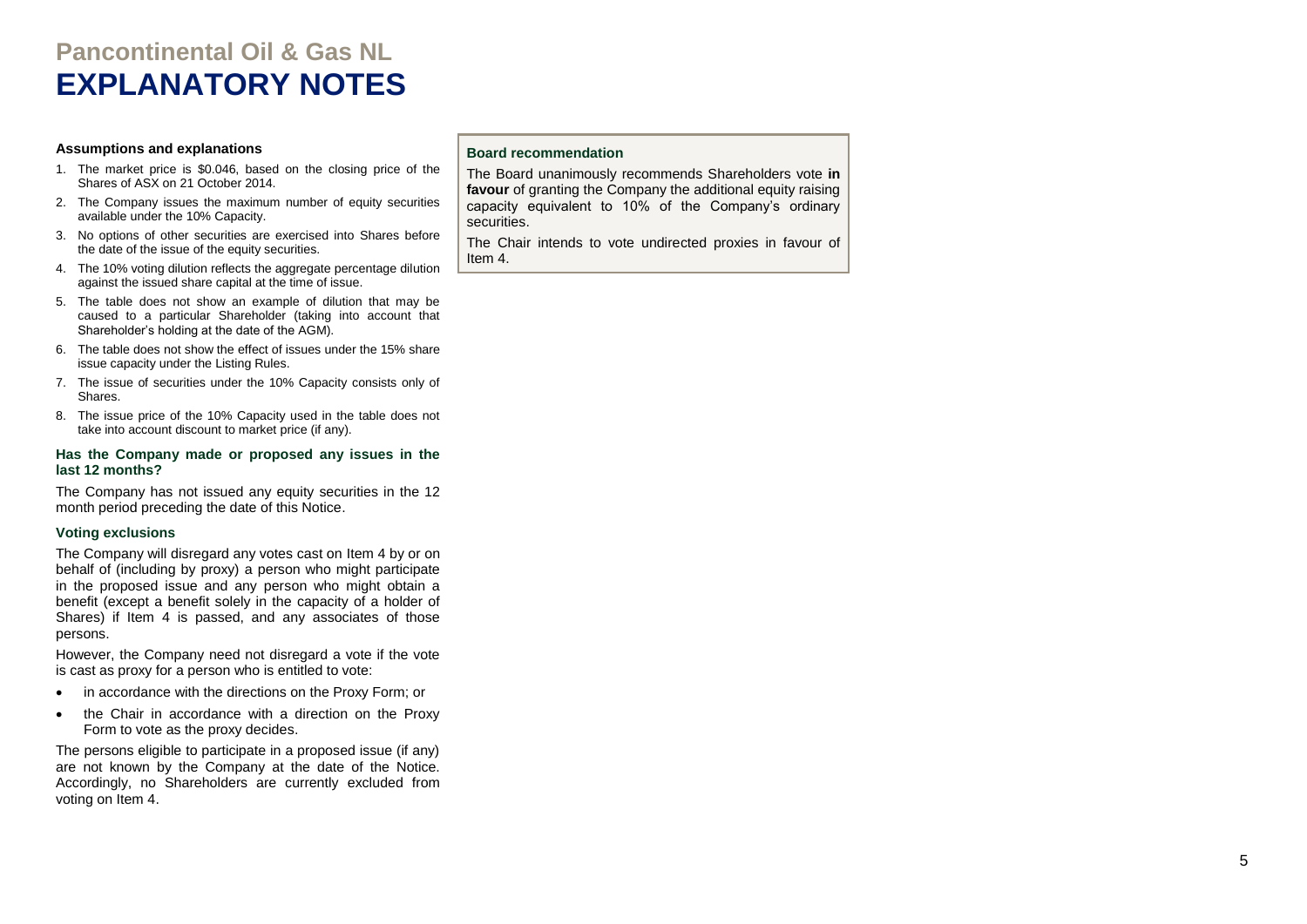# Pancontinental Oil & Gas NL
# EXPLANATORY NOTES

**Assumptions and explanations**

1. The market price is $0.046, based on the closing price of the Shares of ASX on 21 October 2014.
2. The Company issues the maximum number of equity securities available under the 10% Capacity.
3. No options of other securities are exercised into Shares before the date of the issue of the equity securities.
4. The 10% voting dilution reflects the aggregate percentage dilution against the issued share capital at the time of issue.
5. The table does not show an example of dilution that may be caused to a particular Shareholder (taking into account that Shareholder's holding at the date of the AGM).
6. The table does not show the effect of issues under the 15% share issue capacity under the Listing Rules.
7. The issue of securities under the 10% Capacity consists only of Shares.
8. The issue price of the 10% Capacity used in the table does not take into account discount to market price (if any).

**Has the Company made or proposed any issues in the last 12 months?**

The Company has not issued any equity securities in the 12 month period preceding the date of this Notice.

**Voting exclusions**

The Company will disregard any votes cast on Item 4 by or on behalf of (including by proxy) a person who might participate in the proposed issue and any person who might obtain a benefit (except a benefit solely in the capacity of a holder of Shares) if Item 4 is passed, and any associates of those persons.

However, the Company need not disregard a vote if the vote is cast as proxy for a person who is entitled to vote:

- in accordance with the directions on the Proxy Form; or
- the Chair in accordance with a direction on the Proxy Form to vote as the proxy decides.

The persons eligible to participate in a proposed issue (if any) are not known by the Company at the date of the Notice. Accordingly, no Shareholders are currently excluded from voting on Item 4.

**Board recommendation**

The Board unanimously recommends Shareholders vote **in favour** of granting the Company the additional equity raising capacity equivalent to 10% of the Company's ordinary securities.

The Chair intends to vote undirected proxies in favour of Item 4.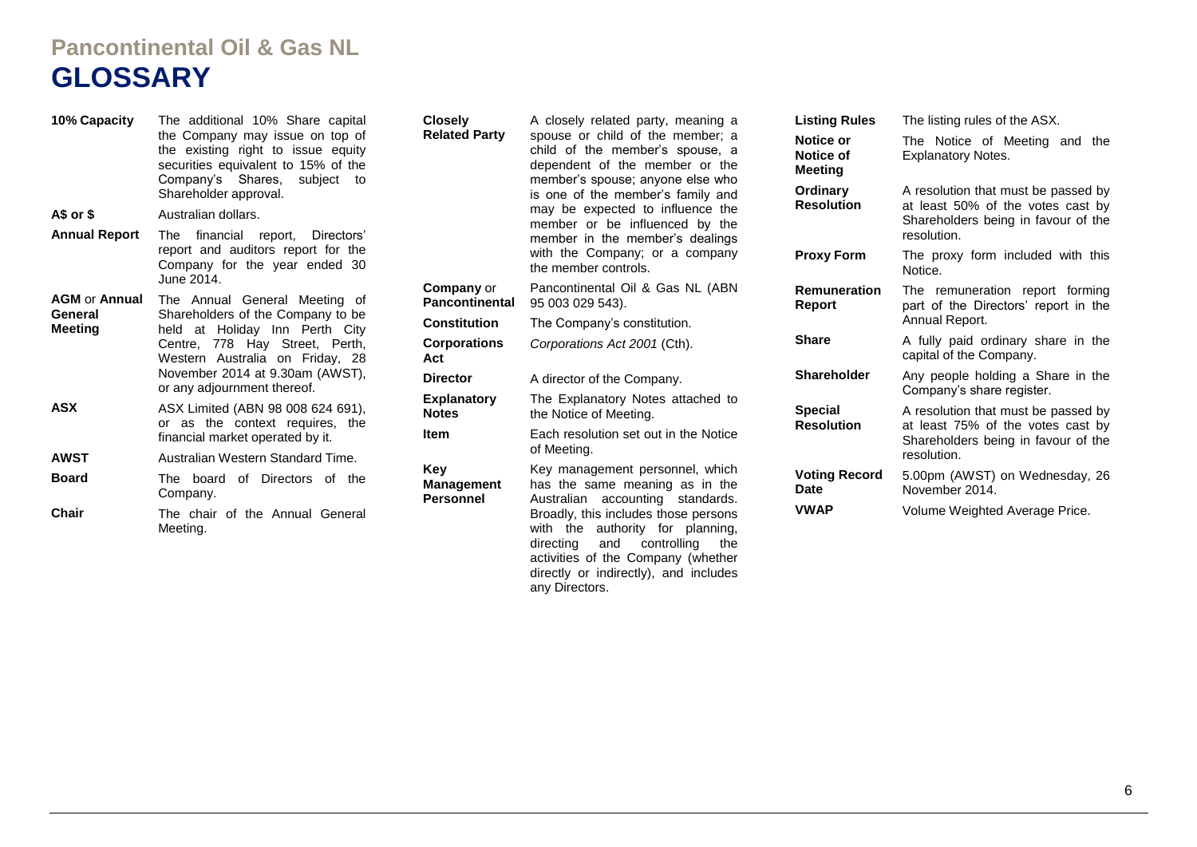# Pancontinental Oil & Gas NL

# GLOSSARY

| Term | Definition |
|---|---|
| **10% Capacity** | The additional 10% Share capital the Company may issue on top of the existing right to issue equity securities equivalent to 15% of the Company's Shares, subject to Shareholder approval. |
| **A$ or $** | Australian dollars. |
| **Annual Report** | The financial report, Directors' report and auditors report for the Company for the year ended 30 June 2014. |
| **AGM** or **Annual General Meeting** | The Annual General Meeting of Shareholders of the Company to be held at Holiday Inn Perth City Centre, 778 Hay Street, Perth, Western Australia on Friday, 28 November 2014 at 9.30am (AWST), or any adjournment thereof. |
| **ASX** | ASX Limited (ABN 98 008 624 691), or as the context requires, the financial market operated by it. |
| **AWST** | Australian Western Standard Time. |
| **Board** | The board of Directors of the Company. |
| **Chair** | The chair of the Annual General Meeting. |
| **Closely Related Party** | A closely related party, meaning a spouse or child of the member; a child of the member's spouse, a dependent of the member or the member's spouse; anyone else who is one of the member's family and may be expected to influence the member or be influenced by the member in the member's dealings with the Company; or a company the member controls. |
| **Company** or **Pancontinental** | Pancontinental Oil & Gas NL (ABN 95 003 029 543). |
| **Constitution** | The Company's constitution. |
| **Corporations Act** | *Corporations Act 2001* (Cth). |
| **Director** | A director of the Company. |
| **Explanatory Notes** | The Explanatory Notes attached to the Notice of Meeting. |
| **Item** | Each resolution set out in the Notice of Meeting. |
| **Key Management Personnel** | Key management personnel, which has the same meaning as in the Australian accounting standards. Broadly, this includes those persons with the authority for planning, directing and controlling the activities of the Company (whether directly or indirectly), and includes any Directors. |
| **Listing Rules** | The listing rules of the ASX. |
| **Notice or Notice of Meeting** | The Notice of Meeting and the Explanatory Notes. |
| **Ordinary Resolution** | A resolution that must be passed by at least 50% of the votes cast by Shareholders being in favour of the resolution. |
| **Proxy Form** | The proxy form included with this Notice. |
| **Remuneration Report** | The remuneration report forming part of the Directors' report in the Annual Report. |
| **Share** | A fully paid ordinary share in the capital of the Company. |
| **Shareholder** | Any people holding a Share in the Company's share register. |
| **Special Resolution** | A resolution that must be passed by at least 75% of the votes cast by Shareholders being in favour of the resolution. |
| **Voting Record Date** | 5.00pm (AWST) on Wednesday, 26 November 2014. |
| **VWAP** | Volume Weighted Average Price. |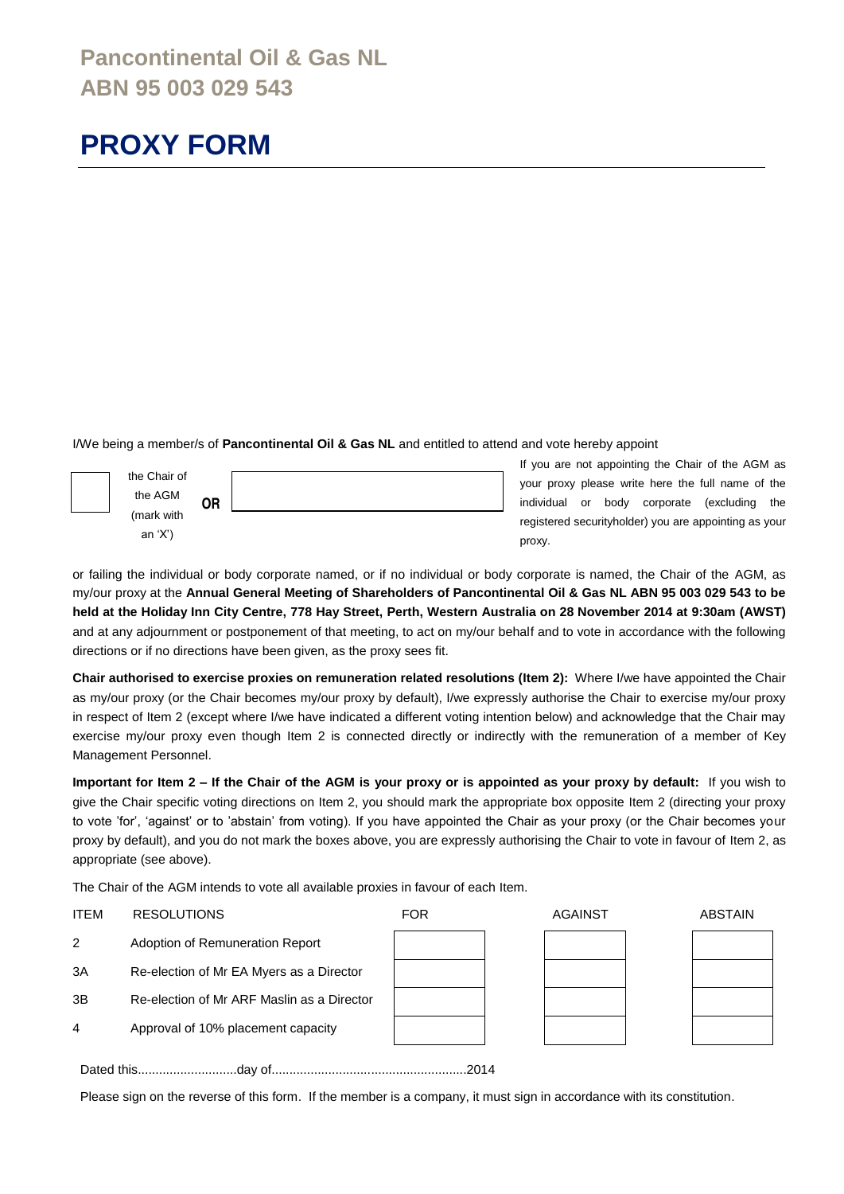**Pancontinental Oil & Gas NL**
**ABN 95 003 029 543**

# PROXY FORM

I/We being a member/s of **Pancontinental Oil & Gas NL** and entitled to attend and vote hereby appoint

| ☐ | the Chair of the AGM (mark with an 'X') | **OR** | ____________________ | If you are not appointing the Chair of the AGM as your proxy please write here the full name of the individual or body corporate (excluding the registered securityholder) you are appointing as your proxy. |
|---|---|---|---|---|

or failing the individual or body corporate named, or if no individual or body corporate is named, the Chair of the AGM, as my/our proxy at the **Annual General Meeting of Shareholders of Pancontinental Oil & Gas NL ABN 95 003 029 543 to be held at the Holiday Inn City Centre, 778 Hay Street, Perth, Western Australia on 28 November 2014 at 9:30am (AWST)** and at any adjournment or postponement of that meeting, to act on my/our behalf and to vote in accordance with the following directions or if no directions have been given, as the proxy sees fit.

**Chair authorised to exercise proxies on remuneration related resolutions (Item 2):** Where I/we have appointed the Chair as my/our proxy (or the Chair becomes my/our proxy by default), I/we expressly authorise the Chair to exercise my/our proxy in respect of Item 2 (except where I/we have indicated a different voting intention below) and acknowledge that the Chair may exercise my/our proxy even though Item 2 is connected directly or indirectly with the remuneration of a member of Key Management Personnel.

**Important for Item 2 – If the Chair of the AGM is your proxy or is appointed as your proxy by default:** If you wish to give the Chair specific voting directions on Item 2, you should mark the appropriate box opposite Item 2 (directing your proxy to vote 'for', 'against' or to 'abstain' from voting). If you have appointed the Chair as your proxy (or the Chair becomes your proxy by default), and you do not mark the boxes above, you are expressly authorising the Chair to vote in favour of Item 2, as appropriate (see above).

The Chair of the AGM intends to vote all available proxies in favour of each Item.

| ITEM | RESOLUTIONS | FOR | AGAINST | ABSTAIN |
|---|---|---|---|---|
| 2 | Adoption of Remuneration Report | | | |
| 3A | Re-election of Mr EA Myers as a Director | | | |
| 3B | Re-election of Mr ARF Maslin as a Director | | | |
| 4 | Approval of 10% placement capacity | | | |

Dated this............................day of.......................................................2014

Please sign on the reverse of this form. If the member is a company, it must sign in accordance with its constitution.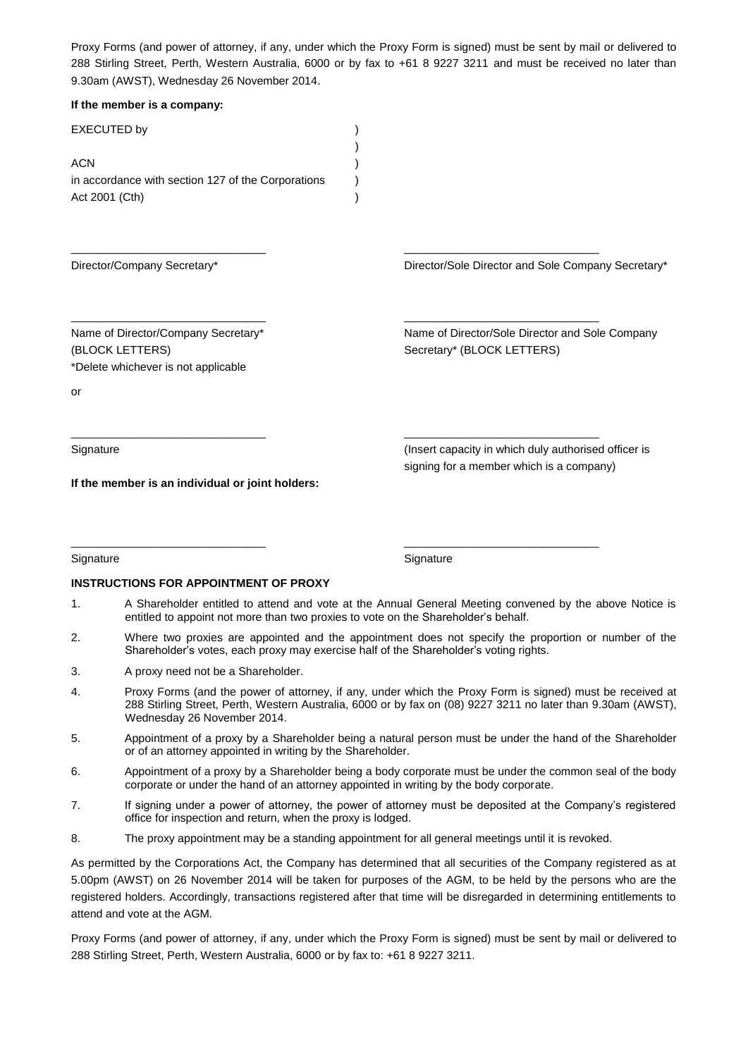Proxy Forms (and power of attorney, if any, under which the Proxy Form is signed) must be sent by mail or delivered to 288 Stirling Street, Perth, Western Australia, 6000 or by fax to +61 8 9227 3211 and must be received no later than 9.30am (AWST), Wednesday 26 November 2014.

**If the member is a company:**

EXECUTED by )
)
ACN )
in accordance with section 127 of the Corporations )
Act 2001 (Cth) )

| | |
|---|---|
| \_\_\_\_\_\_\_\_\_\_\_\_\_\_\_\_\_\_\_\_\_\_\_\_\_\_\_\_\_\_ | \_\_\_\_\_\_\_\_\_\_\_\_\_\_\_\_\_\_\_\_\_\_\_\_\_\_\_\_\_\_ |
| Director/Company Secretary* | Director/Sole Director and Sole Company Secretary* |
| \_\_\_\_\_\_\_\_\_\_\_\_\_\_\_\_\_\_\_\_\_\_\_\_\_\_\_\_\_\_ | \_\_\_\_\_\_\_\_\_\_\_\_\_\_\_\_\_\_\_\_\_\_\_\_\_\_\_\_\_\_ |
| Name of Director/Company Secretary* (BLOCK LETTERS) | Name of Director/Sole Director and Sole Company Secretary* (BLOCK LETTERS) |

*Delete whichever is not applicable

or

| | |
|---|---|
| \_\_\_\_\_\_\_\_\_\_\_\_\_\_\_\_\_\_\_\_\_\_\_\_\_\_\_\_\_\_ | \_\_\_\_\_\_\_\_\_\_\_\_\_\_\_\_\_\_\_\_\_\_\_\_\_\_\_\_\_\_ |
| Signature | (Insert capacity in which duly authorised officer is signing for a member which is a company) |

**If the member is an individual or joint holders:**

| | |
|---|---|
| \_\_\_\_\_\_\_\_\_\_\_\_\_\_\_\_\_\_\_\_\_\_\_\_\_\_\_\_\_\_ | \_\_\_\_\_\_\_\_\_\_\_\_\_\_\_\_\_\_\_\_\_\_\_\_\_\_\_\_\_\_ |
| Signature | Signature |

**INSTRUCTIONS FOR APPOINTMENT OF PROXY**

1. A Shareholder entitled to attend and vote at the Annual General Meeting convened by the above Notice is entitled to appoint not more than two proxies to vote on the Shareholder's behalf.
2. Where two proxies are appointed and the appointment does not specify the proportion or number of the Shareholder's votes, each proxy may exercise half of the Shareholder's voting rights.
3. A proxy need not be a Shareholder.
4. Proxy Forms (and the power of attorney, if any, under which the Proxy Form is signed) must be received at 288 Stirling Street, Perth, Western Australia, 6000 or by fax on (08) 9227 3211 no later than 9.30am (AWST), Wednesday 26 November 2014.
5. Appointment of a proxy by a Shareholder being a natural person must be under the hand of the Shareholder or of an attorney appointed in writing by the Shareholder.
6. Appointment of a proxy by a Shareholder being a body corporate must be under the common seal of the body corporate or under the hand of an attorney appointed in writing by the body corporate.
7. If signing under a power of attorney, the power of attorney must be deposited at the Company's registered office for inspection and return, when the proxy is lodged.
8. The proxy appointment may be a standing appointment for all general meetings until it is revoked.

As permitted by the Corporations Act, the Company has determined that all securities of the Company registered as at 5.00pm (AWST) on 26 November 2014 will be taken for purposes of the AGM, to be held by the persons who are the registered holders. Accordingly, transactions registered after that time will be disregarded in determining entitlements to attend and vote at the AGM.

Proxy Forms (and power of attorney, if any, under which the Proxy Form is signed) must be sent by mail or delivered to 288 Stirling Street, Perth, Western Australia, 6000 or by fax to: +61 8 9227 3211.